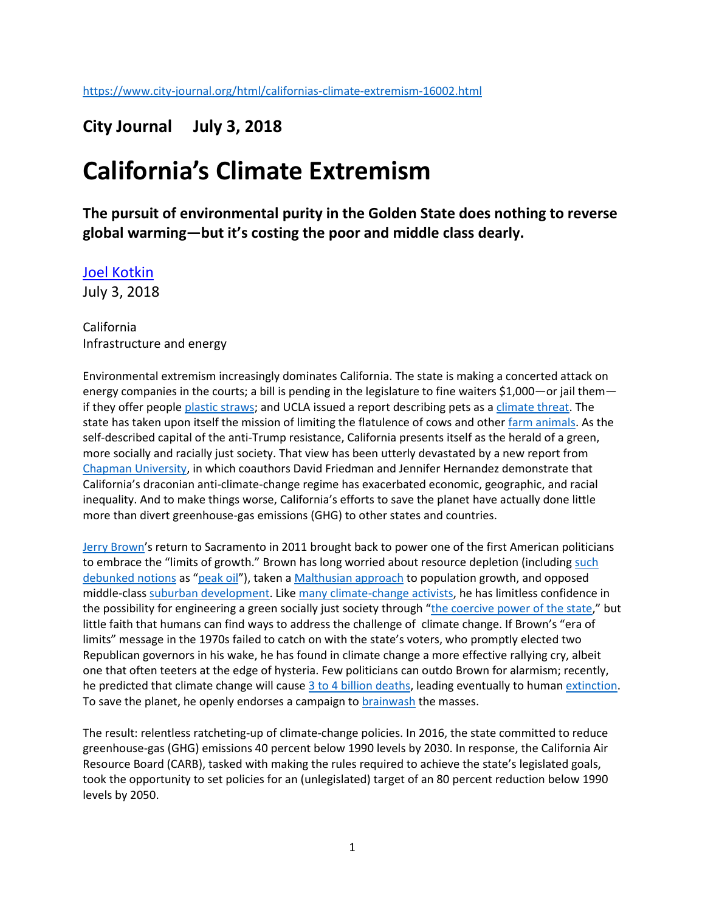https://www.city-journal.org/html/californias-climate-extremism-16002.html

**City Journal     July 3, 2018**

# California's Climate Extremism

## The pursuit of environmental purity in the Golden State does nothing to reverse global warming—but it's costing the poor and middle class dearly.

Joel Kotkin
July 3, 2018

California
Infrastructure and energy

Environmental extremism increasingly dominates California. The state is making a concerted attack on energy companies in the courts; a bill is pending in the legislature to fine waiters $1,000—or jail them—if they offer people plastic straws; and UCLA issued a report describing pets as a climate threat. The state has taken upon itself the mission of limiting the flatulence of cows and other farm animals. As the self-described capital of the anti-Trump resistance, California presents itself as the herald of a green, more socially and racially just society. That view has been utterly devastated by a new report from Chapman University, in which coauthors David Friedman and Jennifer Hernandez demonstrate that California's draconian anti-climate-change regime has exacerbated economic, geographic, and racial inequality. And to make things worse, California's efforts to save the planet have actually done little more than divert greenhouse-gas emissions (GHG) to other states and countries.

Jerry Brown's return to Sacramento in 2011 brought back to power one of the first American politicians to embrace the "limits of growth." Brown has long worried about resource depletion (including such debunked notions as "peak oil"), taken a Malthusian approach to population growth, and opposed middle-class suburban development. Like many climate-change activists, he has limitless confidence in the possibility for engineering a green socially just society through "the coercive power of the state," but little faith that humans can find ways to address the challenge of climate change. If Brown's "era of limits" message in the 1970s failed to catch on with the state's voters, who promptly elected two Republican governors in his wake, he has found in climate change a more effective rallying cry, albeit one that often teeters at the edge of hysteria. Few politicians can outdo Brown for alarmism; recently, he predicted that climate change will cause 3 to 4 billion deaths, leading eventually to human extinction. To save the planet, he openly endorses a campaign to brainwash the masses.

The result: relentless ratcheting-up of climate-change policies. In 2016, the state committed to reduce greenhouse-gas (GHG) emissions 40 percent below 1990 levels by 2030. In response, the California Air Resource Board (CARB), tasked with making the rules required to achieve the state's legislated goals, took the opportunity to set policies for an (unlegislated) target of an 80 percent reduction below 1990 levels by 2050.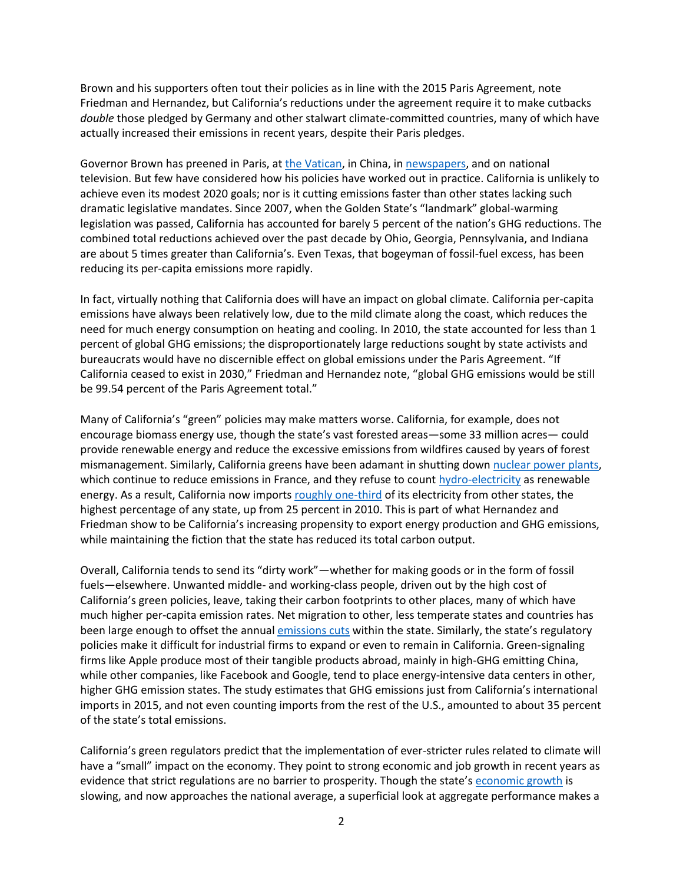Brown and his supporters often tout their policies as in line with the 2015 Paris Agreement, note Friedman and Hernandez, but California's reductions under the agreement require it to make cutbacks *double* those pledged by Germany and other stalwart climate-committed countries, many of which have actually increased their emissions in recent years, despite their Paris pledges.

Governor Brown has preened in Paris, at the Vatican, in China, in newspapers, and on national television. But few have considered how his policies have worked out in practice. California is unlikely to achieve even its modest 2020 goals; nor is it cutting emissions faster than other states lacking such dramatic legislative mandates. Since 2007, when the Golden State's "landmark" global-warming legislation was passed, California has accounted for barely 5 percent of the nation's GHG reductions. The combined total reductions achieved over the past decade by Ohio, Georgia, Pennsylvania, and Indiana are about 5 times greater than California's. Even Texas, that bogeyman of fossil-fuel excess, has been reducing its per-capita emissions more rapidly.

In fact, virtually nothing that California does will have an impact on global climate. California per-capita emissions have always been relatively low, due to the mild climate along the coast, which reduces the need for much energy consumption on heating and cooling. In 2010, the state accounted for less than 1 percent of global GHG emissions; the disproportionately large reductions sought by state activists and bureaucrats would have no discernible effect on global emissions under the Paris Agreement. "If California ceased to exist in 2030," Friedman and Hernandez note, "global GHG emissions would be still be 99.54 percent of the Paris Agreement total."

Many of California's "green" policies may make matters worse. California, for example, does not encourage biomass energy use, though the state's vast forested areas—some 33 million acres— could provide renewable energy and reduce the excessive emissions from wildfires caused by years of forest mismanagement. Similarly, California greens have been adamant in shutting down nuclear power plants, which continue to reduce emissions in France, and they refuse to count hydro-electricity as renewable energy. As a result, California now imports roughly one-third of its electricity from other states, the highest percentage of any state, up from 25 percent in 2010. This is part of what Hernandez and Friedman show to be California's increasing propensity to export energy production and GHG emissions, while maintaining the fiction that the state has reduced its total carbon output.

Overall, California tends to send its "dirty work"—whether for making goods or in the form of fossil fuels—elsewhere. Unwanted middle- and working-class people, driven out by the high cost of California's green policies, leave, taking their carbon footprints to other places, many of which have much higher per-capita emission rates. Net migration to other, less temperate states and countries has been large enough to offset the annual emissions cuts within the state. Similarly, the state's regulatory policies make it difficult for industrial firms to expand or even to remain in California. Green-signaling firms like Apple produce most of their tangible products abroad, mainly in high-GHG emitting China, while other companies, like Facebook and Google, tend to place energy-intensive data centers in other, higher GHG emission states. The study estimates that GHG emissions just from California's international imports in 2015, and not even counting imports from the rest of the U.S., amounted to about 35 percent of the state's total emissions.

California's green regulators predict that the implementation of ever-stricter rules related to climate will have a "small" impact on the economy. They point to strong economic and job growth in recent years as evidence that strict regulations are no barrier to prosperity. Though the state's economic growth is slowing, and now approaches the national average, a superficial look at aggregate performance makes a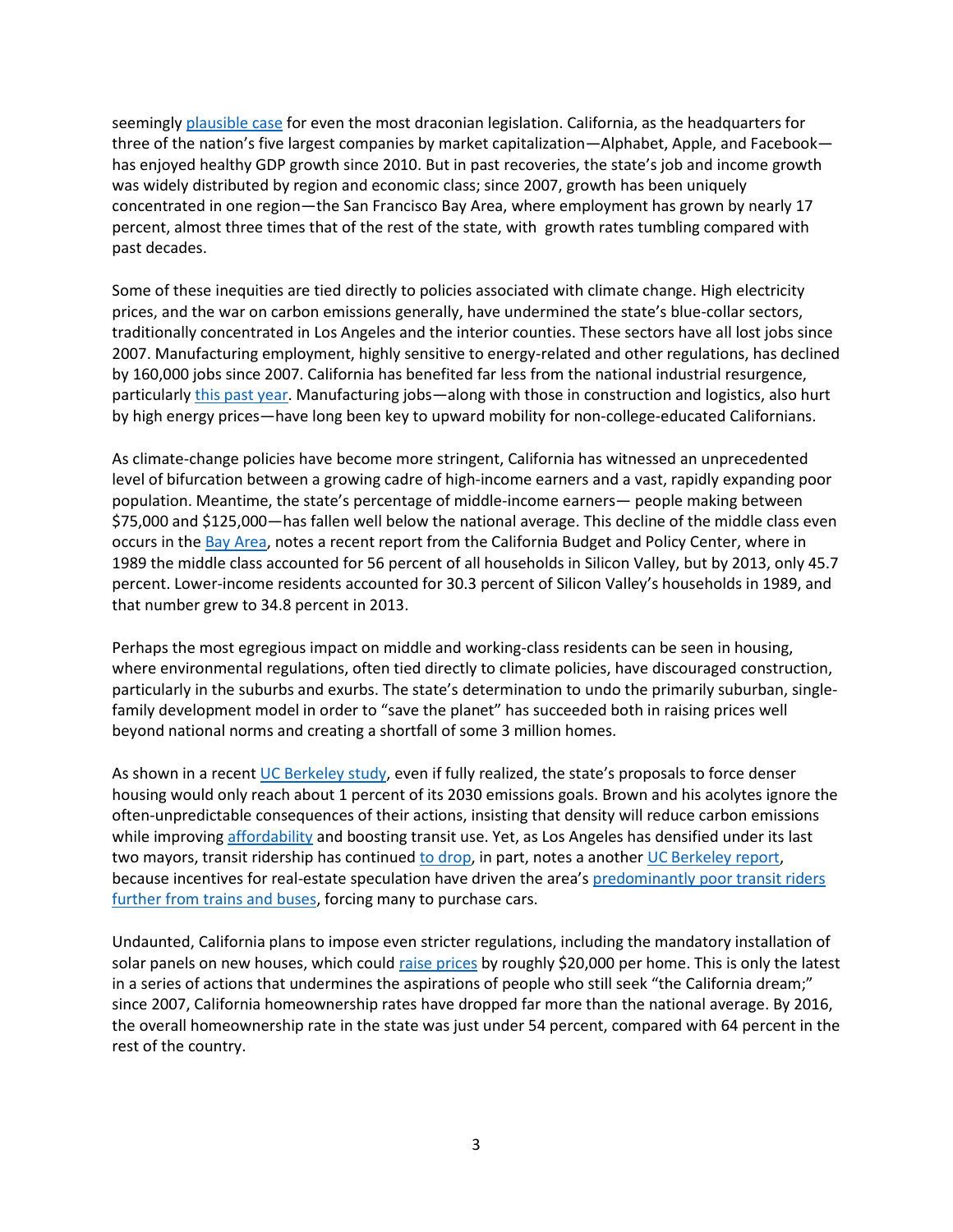seemingly plausible case for even the most draconian legislation. California, as the headquarters for three of the nation's five largest companies by market capitalization—Alphabet, Apple, and Facebook—has enjoyed healthy GDP growth since 2010. But in past recoveries, the state's job and income growth was widely distributed by region and economic class; since 2007, growth has been uniquely concentrated in one region—the San Francisco Bay Area, where employment has grown by nearly 17 percent, almost three times that of the rest of the state, with growth rates tumbling compared with past decades.

Some of these inequities are tied directly to policies associated with climate change. High electricity prices, and the war on carbon emissions generally, have undermined the state's blue-collar sectors, traditionally concentrated in Los Angeles and the interior counties. These sectors have all lost jobs since 2007. Manufacturing employment, highly sensitive to energy-related and other regulations, has declined by 160,000 jobs since 2007. California has benefited far less from the national industrial resurgence, particularly this past year. Manufacturing jobs—along with those in construction and logistics, also hurt by high energy prices—have long been key to upward mobility for non-college-educated Californians.

As climate-change policies have become more stringent, California has witnessed an unprecedented level of bifurcation between a growing cadre of high-income earners and a vast, rapidly expanding poor population. Meantime, the state's percentage of middle-income earners— people making between $75,000 and $125,000—has fallen well below the national average. This decline of the middle class even occurs in the Bay Area, notes a recent report from the California Budget and Policy Center, where in 1989 the middle class accounted for 56 percent of all households in Silicon Valley, but by 2013, only 45.7 percent. Lower-income residents accounted for 30.3 percent of Silicon Valley's households in 1989, and that number grew to 34.8 percent in 2013.

Perhaps the most egregious impact on middle and working-class residents can be seen in housing, where environmental regulations, often tied directly to climate policies, have discouraged construction, particularly in the suburbs and exurbs. The state's determination to undo the primarily suburban, single-family development model in order to "save the planet" has succeeded both in raising prices well beyond national norms and creating a shortfall of some 3 million homes.

As shown in a recent UC Berkeley study, even if fully realized, the state's proposals to force denser housing would only reach about 1 percent of its 2030 emissions goals. Brown and his acolytes ignore the often-unpredictable consequences of their actions, insisting that density will reduce carbon emissions while improving affordability and boosting transit use. Yet, as Los Angeles has densified under its last two mayors, transit ridership has continued to drop, in part, notes a another UC Berkeley report, because incentives for real-estate speculation have driven the area's predominantly poor transit riders further from trains and buses, forcing many to purchase cars.

Undaunted, California plans to impose even stricter regulations, including the mandatory installation of solar panels on new houses, which could raise prices by roughly $20,000 per home. This is only the latest in a series of actions that undermines the aspirations of people who still seek "the California dream;" since 2007, California homeownership rates have dropped far more than the national average. By 2016, the overall homeownership rate in the state was just under 54 percent, compared with 64 percent in the rest of the country.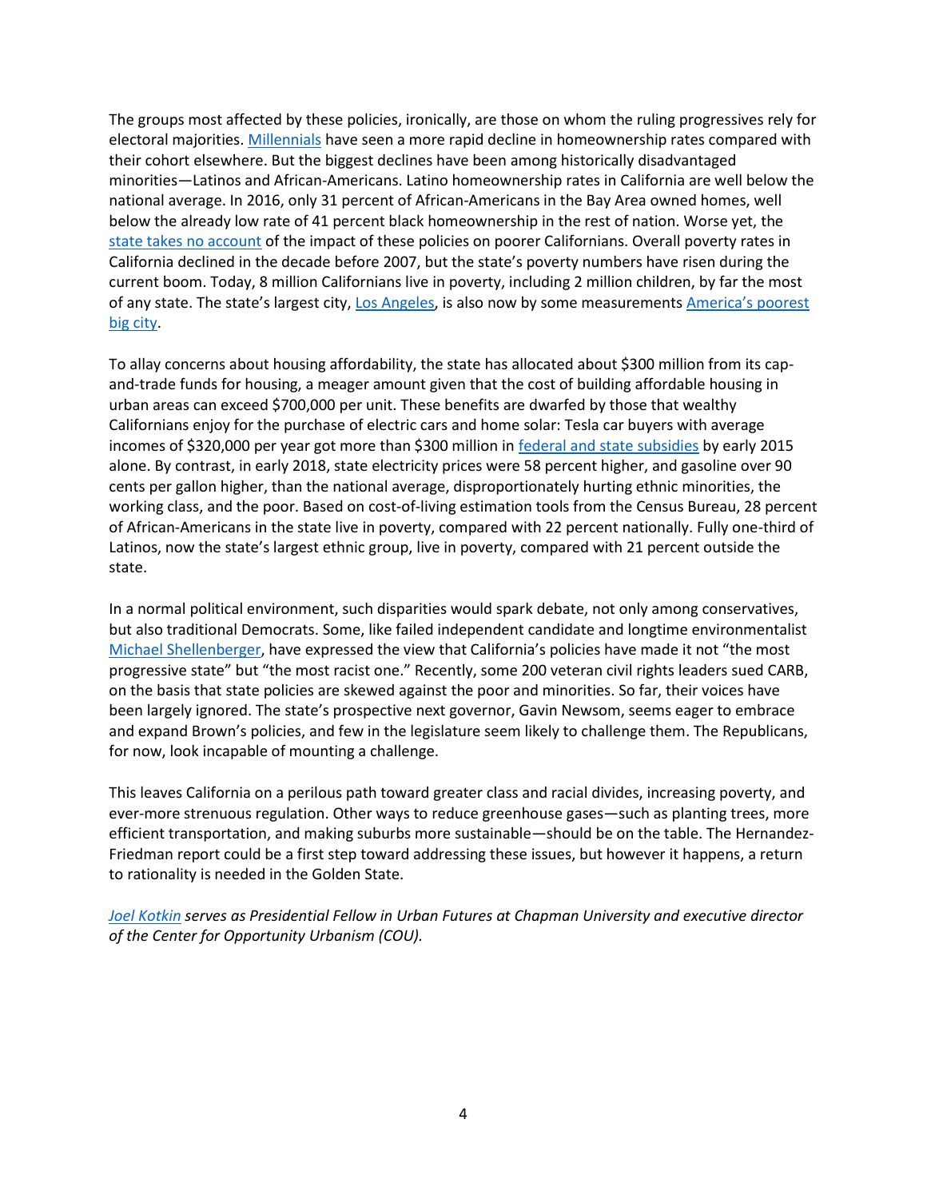The groups most affected by these policies, ironically, are those on whom the ruling progressives rely for electoral majorities. Millennials have seen a more rapid decline in homeownership rates compared with their cohort elsewhere. But the biggest declines have been among historically disadvantaged minorities—Latinos and African-Americans. Latino homeownership rates in California are well below the national average. In 2016, only 31 percent of African-Americans in the Bay Area owned homes, well below the already low rate of 41 percent black homeownership in the rest of nation. Worse yet, the state takes no account of the impact of these policies on poorer Californians. Overall poverty rates in California declined in the decade before 2007, but the state's poverty numbers have risen during the current boom. Today, 8 million Californians live in poverty, including 2 million children, by far the most of any state. The state's largest city, Los Angeles, is also now by some measurements America's poorest big city.

To allay concerns about housing affordability, the state has allocated about $300 million from its cap-and-trade funds for housing, a meager amount given that the cost of building affordable housing in urban areas can exceed $700,000 per unit. These benefits are dwarfed by those that wealthy Californians enjoy for the purchase of electric cars and home solar: Tesla car buyers with average incomes of $320,000 per year got more than $300 million in federal and state subsidies by early 2015 alone. By contrast, in early 2018, state electricity prices were 58 percent higher, and gasoline over 90 cents per gallon higher, than the national average, disproportionately hurting ethnic minorities, the working class, and the poor. Based on cost-of-living estimation tools from the Census Bureau, 28 percent of African-Americans in the state live in poverty, compared with 22 percent nationally. Fully one-third of Latinos, now the state's largest ethnic group, live in poverty, compared with 21 percent outside the state.

In a normal political environment, such disparities would spark debate, not only among conservatives, but also traditional Democrats. Some, like failed independent candidate and longtime environmentalist Michael Shellenberger, have expressed the view that California's policies have made it not "the most progressive state" but "the most racist one." Recently, some 200 veteran civil rights leaders sued CARB, on the basis that state policies are skewed against the poor and minorities. So far, their voices have been largely ignored. The state's prospective next governor, Gavin Newsom, seems eager to embrace and expand Brown's policies, and few in the legislature seem likely to challenge them. The Republicans, for now, look incapable of mounting a challenge.

This leaves California on a perilous path toward greater class and racial divides, increasing poverty, and ever-more strenuous regulation. Other ways to reduce greenhouse gases—such as planting trees, more efficient transportation, and making suburbs more sustainable—should be on the table. The Hernandez-Friedman report could be a first step toward addressing these issues, but however it happens, a return to rationality is needed in the Golden State.

*Joel Kotkin serves as Presidential Fellow in Urban Futures at Chapman University and executive director of the Center for Opportunity Urbanism (COU).*